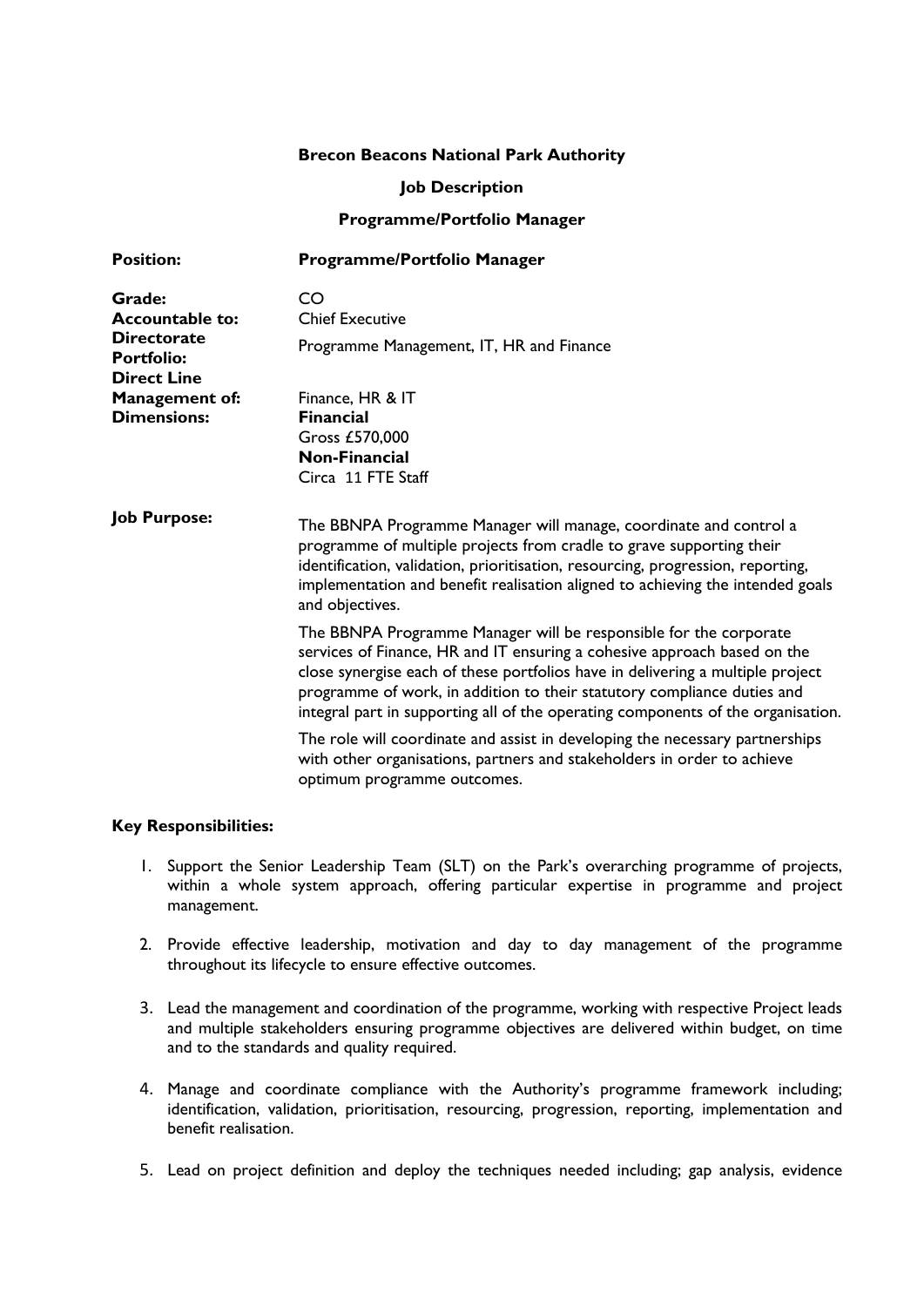**Brecon Beacons National Park Authority**

**Job Description**

**Programme/Portfolio Manager**

| | |
|---|---|
| **Position:** | **Programme/Portfolio Manager** |
| **Grade:** | CO |
| **Accountable to:** | Chief Executive |
| **Directorate Portfolio:** | Programme Management, IT, HR and Finance |
| **Direct Line Management of:** | Finance, HR & IT |
| **Dimensions:** | **Financial**<br>Gross £570,000<br>**Non-Financial**<br>Circa 11 FTE Staff |

**Job Purpose:**

The BBNPA Programme Manager will manage, coordinate and control a programme of multiple projects from cradle to grave supporting their identification, validation, prioritisation, resourcing, progression, reporting, implementation and benefit realisation aligned to achieving the intended goals and objectives.

The BBNPA Programme Manager will be responsible for the corporate services of Finance, HR and IT ensuring a cohesive approach based on the close synergise each of these portfolios have in delivering a multiple project programme of work, in addition to their statutory compliance duties and integral part in supporting all of the operating components of the organisation.

The role will coordinate and assist in developing the necessary partnerships with other organisations, partners and stakeholders in order to achieve optimum programme outcomes.

**Key Responsibilities:**

1. Support the Senior Leadership Team (SLT) on the Park's overarching programme of projects, within a whole system approach, offering particular expertise in programme and project management.
2. Provide effective leadership, motivation and day to day management of the programme throughout its lifecycle to ensure effective outcomes.
3. Lead the management and coordination of the programme, working with respective Project leads and multiple stakeholders ensuring programme objectives are delivered within budget, on time and to the standards and quality required.
4. Manage and coordinate compliance with the Authority's programme framework including; identification, validation, prioritisation, resourcing, progression, reporting, implementation and benefit realisation.
5. Lead on project definition and deploy the techniques needed including; gap analysis, evidence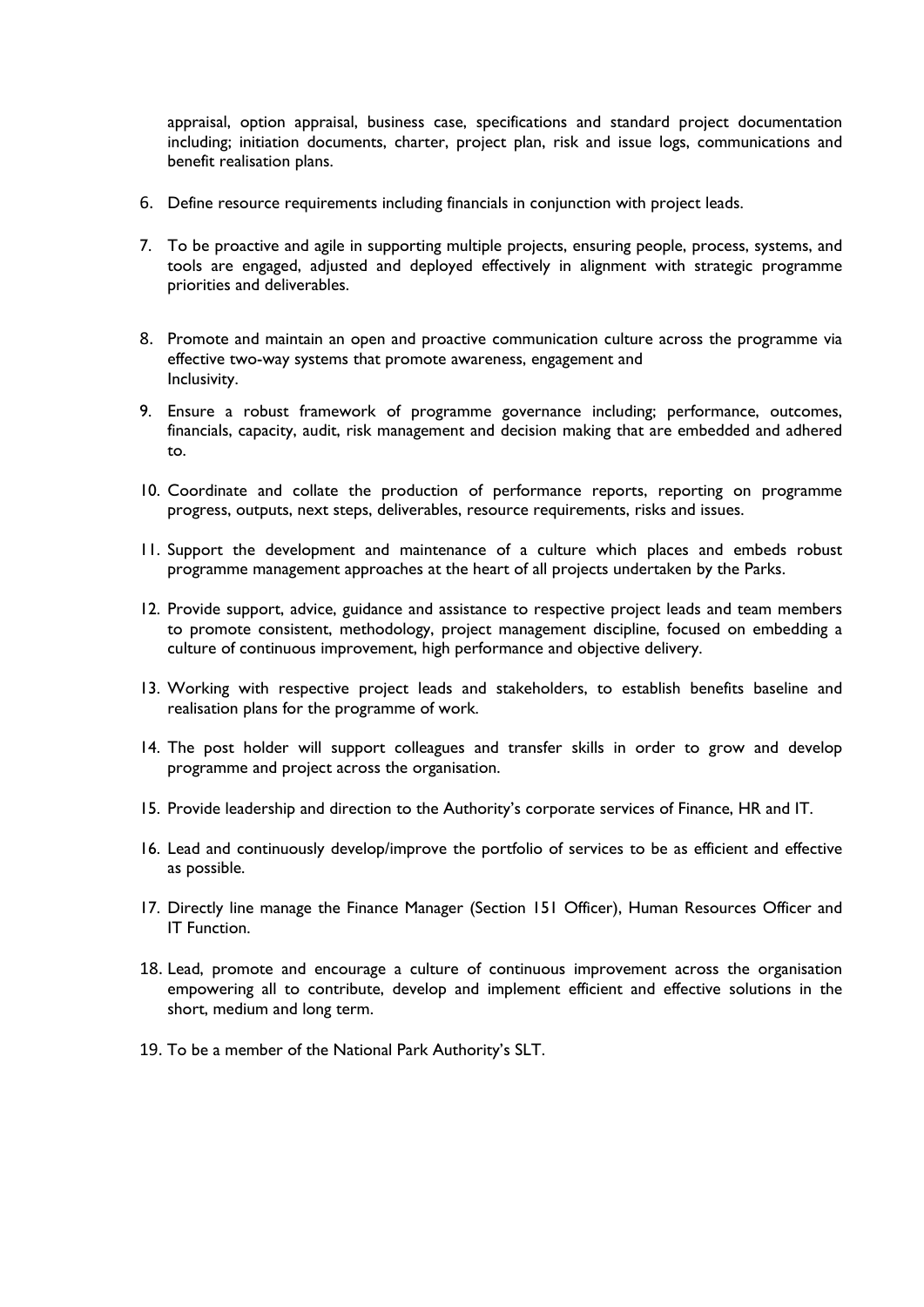appraisal, option appraisal, business case, specifications and standard project documentation including; initiation documents, charter, project plan, risk and issue logs, communications and benefit realisation plans.

6. Define resource requirements including financials in conjunction with project leads.

7. To be proactive and agile in supporting multiple projects, ensuring people, process, systems, and tools are engaged, adjusted and deployed effectively in alignment with strategic programme priorities and deliverables.

8. Promote and maintain an open and proactive communication culture across the programme via effective two-way systems that promote awareness, engagement and Inclusivity.

9. Ensure a robust framework of programme governance including; performance, outcomes, financials, capacity, audit, risk management and decision making that are embedded and adhered to.

10. Coordinate and collate the production of performance reports, reporting on programme progress, outputs, next steps, deliverables, resource requirements, risks and issues.

11. Support the development and maintenance of a culture which places and embeds robust programme management approaches at the heart of all projects undertaken by the Parks.

12. Provide support, advice, guidance and assistance to respective project leads and team members to promote consistent, methodology, project management discipline, focused on embedding a culture of continuous improvement, high performance and objective delivery.

13. Working with respective project leads and stakeholders, to establish benefits baseline and realisation plans for the programme of work.

14. The post holder will support colleagues and transfer skills in order to grow and develop programme and project across the organisation.

15. Provide leadership and direction to the Authority's corporate services of Finance, HR and IT.

16. Lead and continuously develop/improve the portfolio of services to be as efficient and effective as possible.

17. Directly line manage the Finance Manager (Section 151 Officer), Human Resources Officer and IT Function.

18. Lead, promote and encourage a culture of continuous improvement across the organisation empowering all to contribute, develop and implement efficient and effective solutions in the short, medium and long term.

19. To be a member of the National Park Authority's SLT.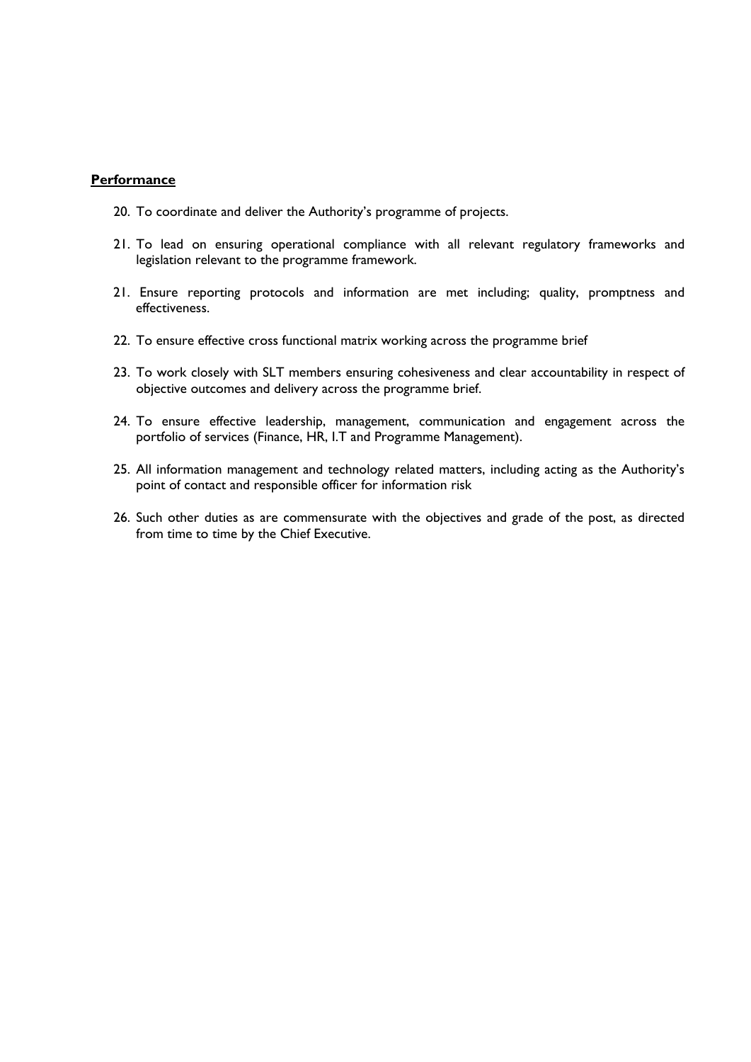**Performance**

20. To coordinate and deliver the Authority's programme of projects.

21. To lead on ensuring operational compliance with all relevant regulatory frameworks and legislation relevant to the programme framework.

21. Ensure reporting protocols and information are met including; quality, promptness and effectiveness.

22. To ensure effective cross functional matrix working across the programme brief

23. To work closely with SLT members ensuring cohesiveness and clear accountability in respect of objective outcomes and delivery across the programme brief.

24. To ensure effective leadership, management, communication and engagement across the portfolio of services (Finance, HR, I.T and Programme Management).

25. All information management and technology related matters, including acting as the Authority's point of contact and responsible officer for information risk

26. Such other duties as are commensurate with the objectives and grade of the post, as directed from time to time by the Chief Executive.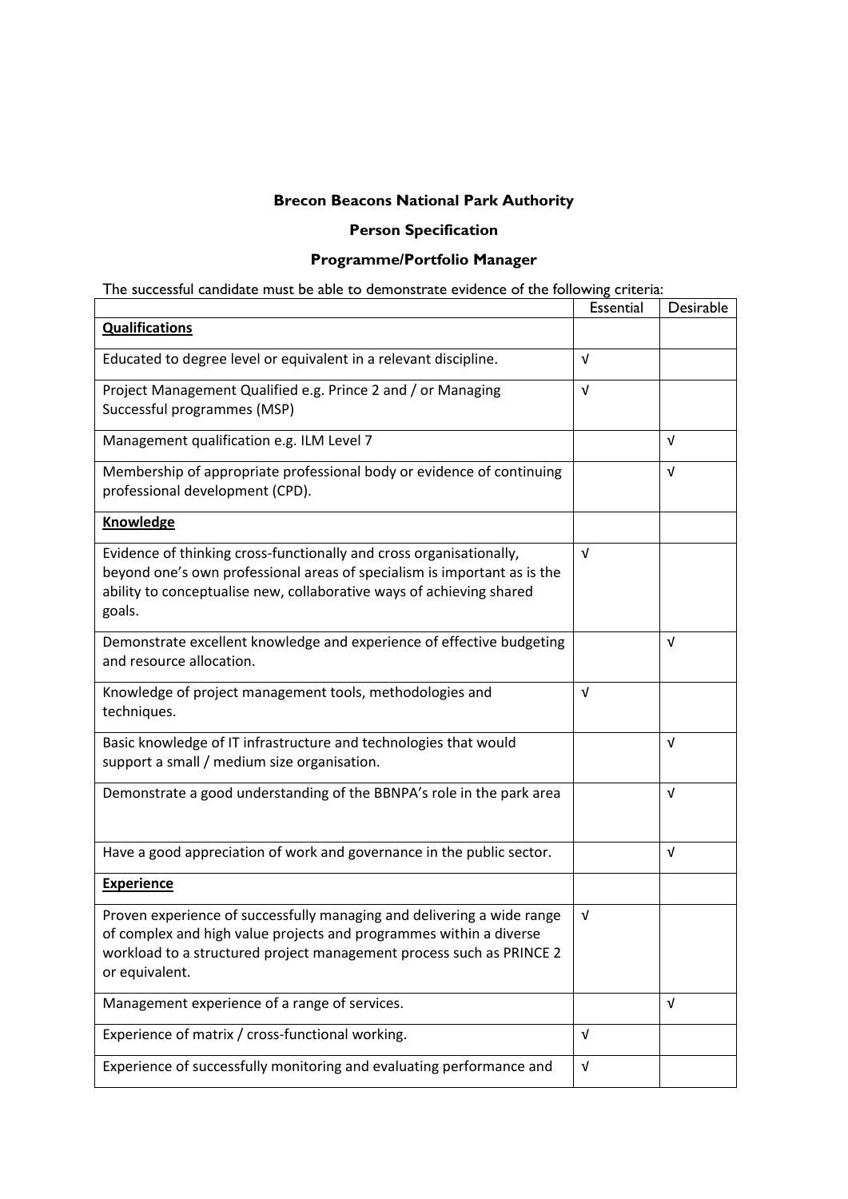**Brecon Beacons National Park Authority**

**Person Specification**

**Programme/Portfolio Manager**

The successful candidate must be able to demonstrate evidence of the following criteria:

| | Essential | Desirable |
|---|---|---|
| **Qualifications** | | |
| Educated to degree level or equivalent in a relevant discipline. | √ | |
| Project Management Qualified e.g. Prince 2 and / or Managing Successful programmes (MSP) | √ | |
| Management qualification e.g. ILM Level 7 | | √ |
| Membership of appropriate professional body or evidence of continuing professional development (CPD). | | √ |
| **Knowledge** | | |
| Evidence of thinking cross-functionally and cross organisationally, beyond one's own professional areas of specialism is important as is the ability to conceptualise new, collaborative ways of achieving shared goals. | √ | |
| Demonstrate excellent knowledge and experience of effective budgeting and resource allocation. | | √ |
| Knowledge of project management tools, methodologies and techniques. | √ | |
| Basic knowledge of IT infrastructure and technologies that would support a small / medium size organisation. | | √ |
| Demonstrate a good understanding of the BBNPA's role in the park area | | √ |
| Have a good appreciation of work and governance in the public sector. | | √ |
| **Experience** | | |
| Proven experience of successfully managing and delivering a wide range of complex and high value projects and programmes within a diverse workload to a structured project management process such as PRINCE 2 or equivalent. | √ | |
| Management experience of a range of services. | | √ |
| Experience of matrix / cross-functional working. | √ | |
| Experience of successfully monitoring and evaluating performance and | √ | |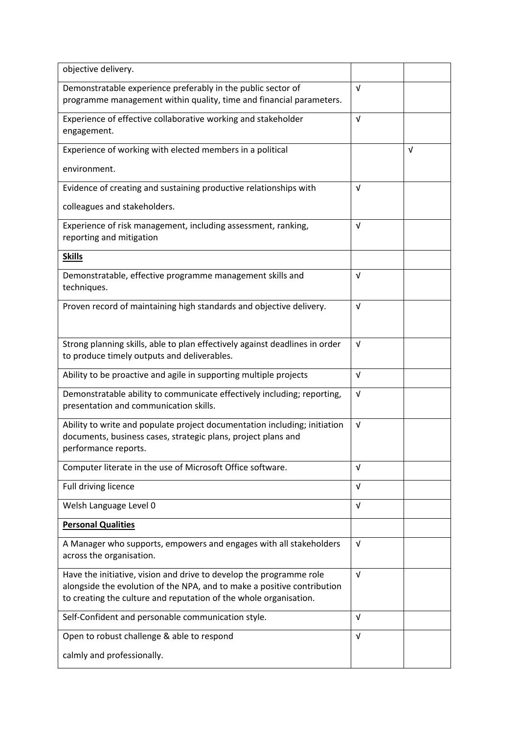| | | |
|---|---|---|
| objective delivery. | | |
| Demonstratable experience preferably in the public sector of programme management within quality, time and financial parameters. | √ | |
| Experience of effective collaborative working and stakeholder engagement. | √ | |
| Experience of working with elected members in a political environment. | | √ |
| Evidence of creating and sustaining productive relationships with colleagues and stakeholders. | √ | |
| Experience of risk management, including assessment, ranking, reporting and mitigation | √ | |
| **Skills** | | |
| Demonstratable, effective programme management skills and techniques. | √ | |
| Proven record of maintaining high standards and objective delivery. | √ | |
| Strong planning skills, able to plan effectively against deadlines in order to produce timely outputs and deliverables. | √ | |
| Ability to be proactive and agile in supporting multiple projects | √ | |
| Demonstratable ability to communicate effectively including; reporting, presentation and communication skills. | √ | |
| Ability to write and populate project documentation including; initiation documents, business cases, strategic plans, project plans and performance reports. | √ | |
| Computer literate in the use of Microsoft Office software. | √ | |
| Full driving licence | √ | |
| Welsh Language Level 0 | √ | |
| **Personal Qualities** | | |
| A Manager who supports, empowers and engages with all stakeholders across the organisation. | √ | |
| Have the initiative, vision and drive to develop the programme role alongside the evolution of the NPA, and to make a positive contribution to creating the culture and reputation of the whole organisation. | √ | |
| Self-Confident and personable communication style. | √ | |
| Open to robust challenge & able to respond calmly and professionally. | √ | |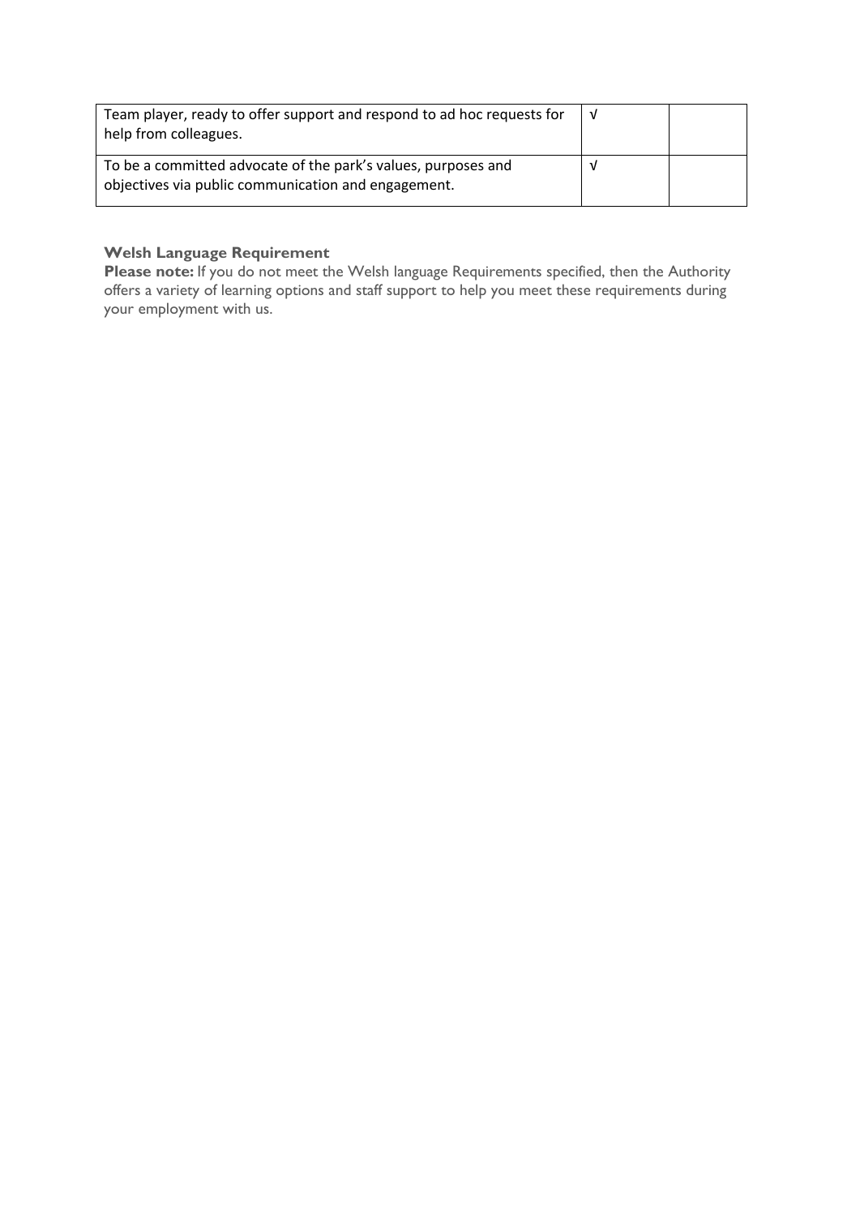| | | |
|---|---|---|
| Team player, ready to offer support and respond to ad hoc requests for help from colleagues. | √ | |
| To be a committed advocate of the park's values, purposes and objectives via public communication and engagement. | √ | |

### Welsh Language Requirement

**Please note:** If you do not meet the Welsh language Requirements specified, then the Authority offers a variety of learning options and staff support to help you meet these requirements during your employment with us.